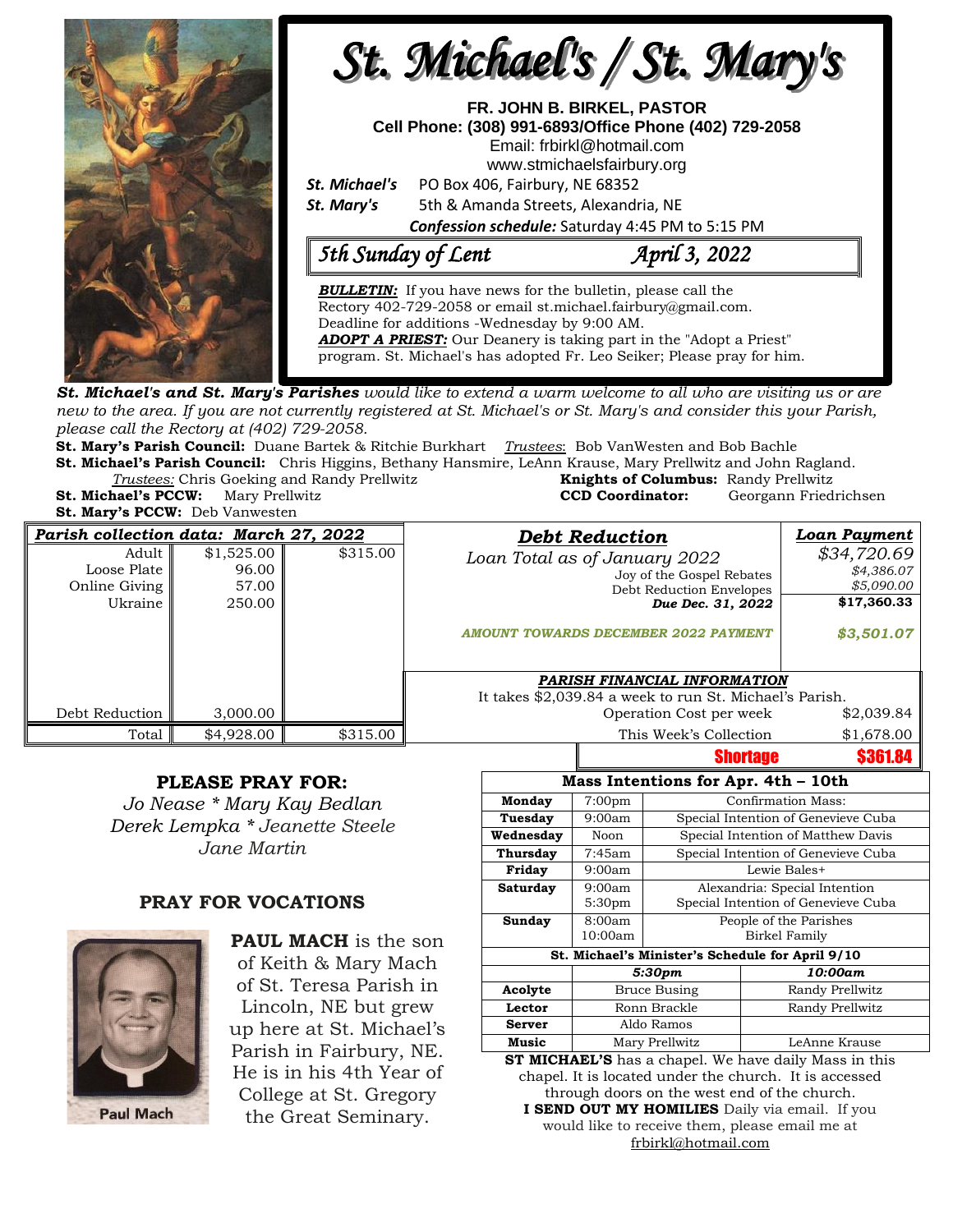# St. Michael's / St. Mary's

**FR. JOHN B. BIRKEL, PASTOR**
**Cell Phone: (308) 991-6893/Office Phone (402) 729-2058**
Email: frbirkl@hotmail.com
www.stmichaelsfairbury.org

***St. Michael's*** PO Box 406, Fairbury, NE 68352
***St. Mary's*** 5th & Amanda Streets, Alexandria, NE

***Confession schedule:*** Saturday 4:45 PM to 5:15 PM

## *5th Sunday of Lent* — *April 3, 2022*

***BULLETIN:*** If you have news for the bulletin, please call the Rectory 402-729-2058 or email st.michael.fairbury@gmail.com. Deadline for additions -Wednesday by 9:00 AM.

***ADOPT A PRIEST:*** Our Deanery is taking part in the "Adopt a Priest" program. St. Michael's has adopted Fr. Leo Seiker; Please pray for him.

***St. Michael's and St. Mary's Parishes** would like to extend a warm welcome to all who are visiting us or are new to the area. If you are not currently registered at St. Michael's or St. Mary's and consider this your Parish, please call the Rectory at (402) 729-2058.*

**St. Mary's Parish Council:** Duane Bartek & Ritchie Burkhart *Trustees*: Bob VanWesten and Bob Bachle
**St. Michael's Parish Council:** Chris Higgins, Bethany Hansmire, LeAnn Krause, Mary Prellwitz and John Ragland.
*Trustees:* Chris Goeking and Randy Prellwitz
**Knights of Columbus:** Randy Prellwitz
**St. Michael's PCCW:** Mary Prellwitz
**CCD Coordinator:** Georgann Friedrichsen
**St. Mary's PCCW:** Deb Vanwesten

| ***Parish collection data: March 27, 2022*** | | |
|---|---|---|
| Adult | $1,525.00 | $315.00 |
| Loose Plate | 96.00 | |
| Online Giving | 57.00 | |
| Ukraine | 250.00 | |
| Debt Reduction | 3,000.00 | |
| Total | $4,928.00 | $315.00 |

| ***Debt Reduction*** | ***Loan Payment*** |
|---|---|
| *Loan Total as of January 2022* | *$34,720.69* |
| Joy of the Gospel Rebates | *$4,386.07* |
| Debt Reduction Envelopes | *$5,090.00* |
| ***Due Dec. 31, 2022*** | **$17,360.33** |
| ***AMOUNT TOWARDS DECEMBER 2022 PAYMENT*** | ***$3,501.07*** |

***PARISH FINANCIAL INFORMATION***
It takes $2,039.84 a week to run St. Michael's Parish.

| | |
|---|---|
| Operation Cost per week | $2,039.84 |
| This Week's Collection | $1,678.00 |
| **Shortage** | **$361.84** |

## PLEASE PRAY FOR:

*Jo Nease * Mary Kay Bedlan*
*Derek Lempka * Jeanette Steele*
*Jane Martin*

## PRAY FOR VOCATIONS

Paul Mach

**PAUL MACH** is the son of Keith & Mary Mach of St. Teresa Parish in Lincoln, NE but grew up here at St. Michael's Parish in Fairbury, NE. He is in his 4th Year of College at St. Gregory the Great Seminary.

| **Mass Intentions for Apr. 4th – 10th** | | |
|---|---|---|
| **Monday** | 7:00pm | Confirmation Mass: |
| **Tuesday** | 9:00am | Special Intention of Genevieve Cuba |
| **Wednesday** | Noon | Special Intention of Matthew Davis |
| **Thursday** | 7:45am | Special Intention of Genevieve Cuba |
| **Friday** | 9:00am | Lewie Bales+ |
| **Saturday** | 9:00am<br>5:30pm | Alexandria: Special Intention<br>Special Intention of Genevieve Cuba |
| **Sunday** | 8:00am<br>10:00am | People of the Parishes<br>Birkel Family |

| **St. Michael's Minister's Schedule for April 9/10** | | |
|---|---|---|
| | ***5:30pm*** | ***10:00am*** |
| **Acolyte** | Bruce Busing | Randy Prellwitz |
| **Lector** | Ronn Brackle | Randy Prellwitz |
| **Server** | Aldo Ramos | |
| **Music** | Mary Prellwitz | LeAnne Krause |

**ST MICHAEL'S** has a chapel. We have daily Mass in this chapel. It is located under the church. It is accessed through doors on the west end of the church.

**I SEND OUT MY HOMILIES** Daily via email. If you would like to receive them, please email me at frbirkl@hotmail.com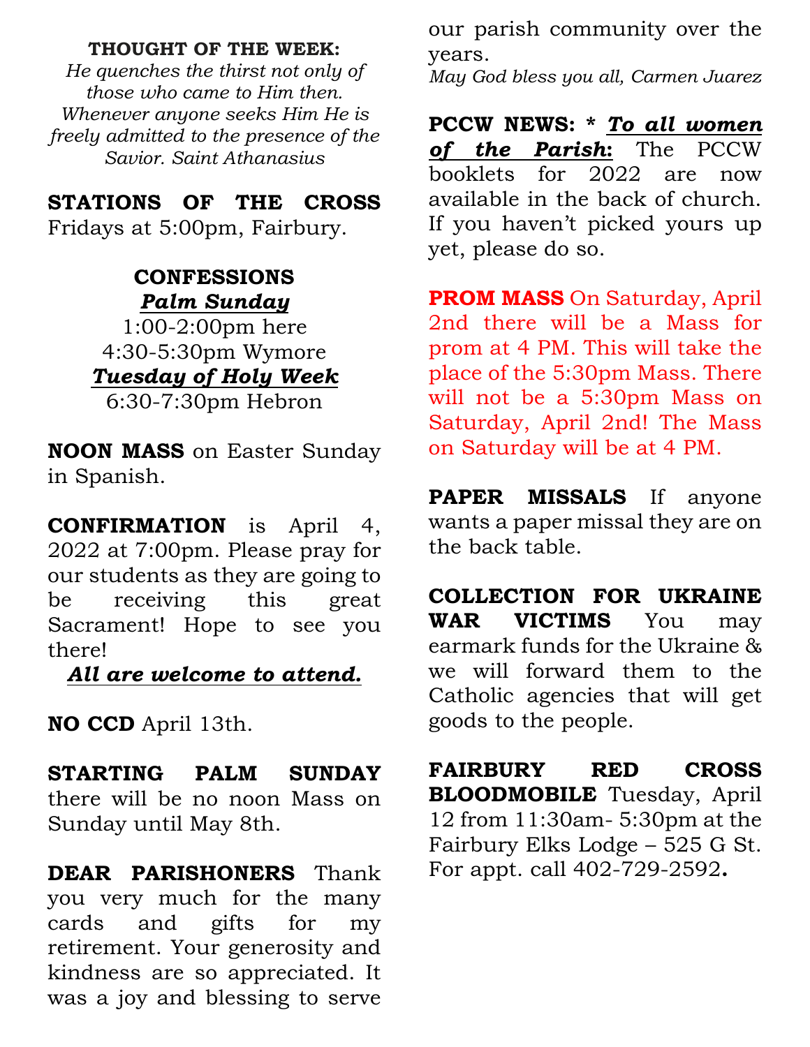**THOUGHT OF THE WEEK:**

*He quenches the thirst not only of those who came to Him then. Whenever anyone seeks Him He is freely admitted to the presence of the Savior. Saint Athanasius*

**STATIONS OF THE CROSS** Fridays at 5:00pm, Fairbury.

**CONFESSIONS**

***Palm Sunday***

1:00-2:00pm here

4:30-5:30pm Wymore

***Tuesday of Holy Week***

6:30-7:30pm Hebron

**NOON MASS** on Easter Sunday in Spanish.

**CONFIRMATION** is April 4, 2022 at 7:00pm. Please pray for our students as they are going to be receiving this great Sacrament! Hope to see you there!

***All are welcome to attend.***

**NO CCD** April 13th.

**STARTING PALM SUNDAY** there will be no noon Mass on Sunday until May 8th.

**DEAR PARISHONERS** Thank you very much for the many cards and gifts for my retirement. Your generosity and kindness are so appreciated. It was a joy and blessing to serve our parish community over the years.

*May God bless you all, Carmen Juarez*

**PCCW NEWS: * *To all women of the Parish*:** The PCCW booklets for 2022 are now available in the back of church. If you haven't picked yours up yet, please do so.

**PROM MASS** On Saturday, April 2nd there will be a Mass for prom at 4 PM. This will take the place of the 5:30pm Mass. There will not be a 5:30pm Mass on Saturday, April 2nd! The Mass on Saturday will be at 4 PM.

**PAPER MISSALS** If anyone wants a paper missal they are on the back table.

**COLLECTION FOR UKRAINE WAR VICTIMS** You may earmark funds for the Ukraine & we will forward them to the Catholic agencies that will get goods to the people.

**FAIRBURY RED CROSS BLOODMOBILE** Tuesday, April 12 from 11:30am- 5:30pm at the Fairbury Elks Lodge – 525 G St. For appt. call 402-729-2592**.**